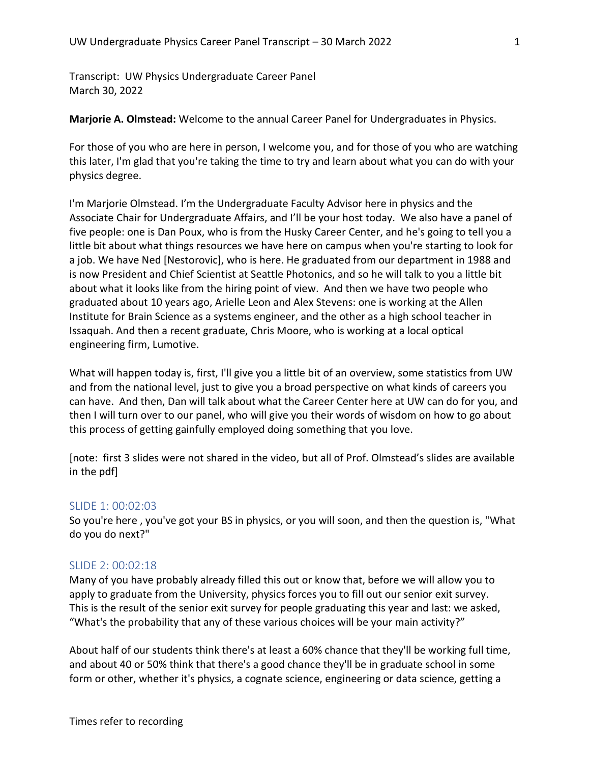Transcript: UW Physics Undergraduate Career Panel
March 30, 2022

**Marjorie A. Olmstead:** Welcome to the annual Career Panel for Undergraduates in Physics.

For those of you who are here in person, I welcome you, and for those of you who are watching this later, I'm glad that you're taking the time to try and learn about what you can do with your physics degree.

I'm Marjorie Olmstead. I'm the Undergraduate Faculty Advisor here in physics and the Associate Chair for Undergraduate Affairs, and I'll be your host today. We also have a panel of five people: one is Dan Poux, who is from the Husky Career Center, and he's going to tell you a little bit about what things resources we have here on campus when you're starting to look for a job. We have Ned [Nestorovic], who is here. He graduated from our department in 1988 and is now President and Chief Scientist at Seattle Photonics, and so he will talk to you a little bit about what it looks like from the hiring point of view. And then we have two people who graduated about 10 years ago, Arielle Leon and Alex Stevens: one is working at the Allen Institute for Brain Science as a systems engineer, and the other as a high school teacher in Issaquah. And then a recent graduate, Chris Moore, who is working at a local optical engineering firm, Lumotive.

What will happen today is, first, I'll give you a little bit of an overview, some statistics from UW and from the national level, just to give you a broad perspective on what kinds of careers you can have. And then, Dan will talk about what the Career Center here at UW can do for you, and then I will turn over to our panel, who will give you their words of wisdom on how to go about this process of getting gainfully employed doing something that you love.

[note: first 3 slides were not shared in the video, but all of Prof. Olmstead's slides are available in the pdf]

### SLIDE 1: 00:02:03

So you're here , you've got your BS in physics, or you will soon, and then the question is, "What do you do next?"

### SLIDE 2: 00:02:18

Many of you have probably already filled this out or know that, before we will allow you to apply to graduate from the University, physics forces you to fill out our senior exit survey. This is the result of the senior exit survey for people graduating this year and last: we asked, "What's the probability that any of these various choices will be your main activity?"

About half of our students think there's at least a 60% chance that they'll be working full time, and about 40 or 50% think that there's a good chance they'll be in graduate school in some form or other, whether it's physics, a cognate science, engineering or data science, getting a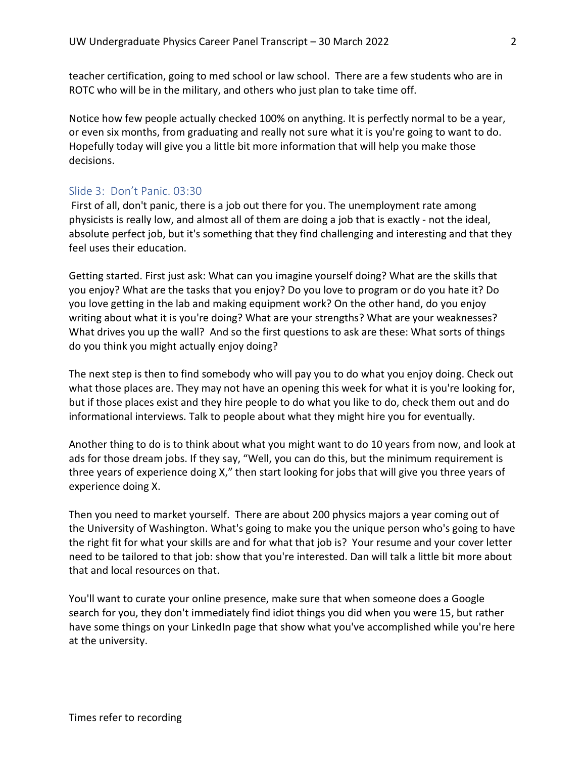teacher certification, going to med school or law school. There are a few students who are in ROTC who will be in the military, and others who just plan to take time off.

Notice how few people actually checked 100% on anything. It is perfectly normal to be a year, or even six months, from graduating and really not sure what it is you're going to want to do. Hopefully today will give you a little bit more information that will help you make those decisions.

### Slide 3: Don't Panic. 03:30

First of all, don't panic, there is a job out there for you. The unemployment rate among physicists is really low, and almost all of them are doing a job that is exactly - not the ideal, absolute perfect job, but it's something that they find challenging and interesting and that they feel uses their education.

Getting started. First just ask: What can you imagine yourself doing? What are the skills that you enjoy? What are the tasks that you enjoy? Do you love to program or do you hate it? Do you love getting in the lab and making equipment work? On the other hand, do you enjoy writing about what it is you're doing? What are your strengths? What are your weaknesses? What drives you up the wall? And so the first questions to ask are these: What sorts of things do you think you might actually enjoy doing?

The next step is then to find somebody who will pay you to do what you enjoy doing. Check out what those places are. They may not have an opening this week for what it is you're looking for, but if those places exist and they hire people to do what you like to do, check them out and do informational interviews. Talk to people about what they might hire you for eventually.

Another thing to do is to think about what you might want to do 10 years from now, and look at ads for those dream jobs. If they say, "Well, you can do this, but the minimum requirement is three years of experience doing X," then start looking for jobs that will give you three years of experience doing X.

Then you need to market yourself. There are about 200 physics majors a year coming out of the University of Washington. What's going to make you the unique person who's going to have the right fit for what your skills are and for what that job is? Your resume and your cover letter need to be tailored to that job: show that you're interested. Dan will talk a little bit more about that and local resources on that.

You'll want to curate your online presence, make sure that when someone does a Google search for you, they don't immediately find idiot things you did when you were 15, but rather have some things on your LinkedIn page that show what you've accomplished while you're here at the university.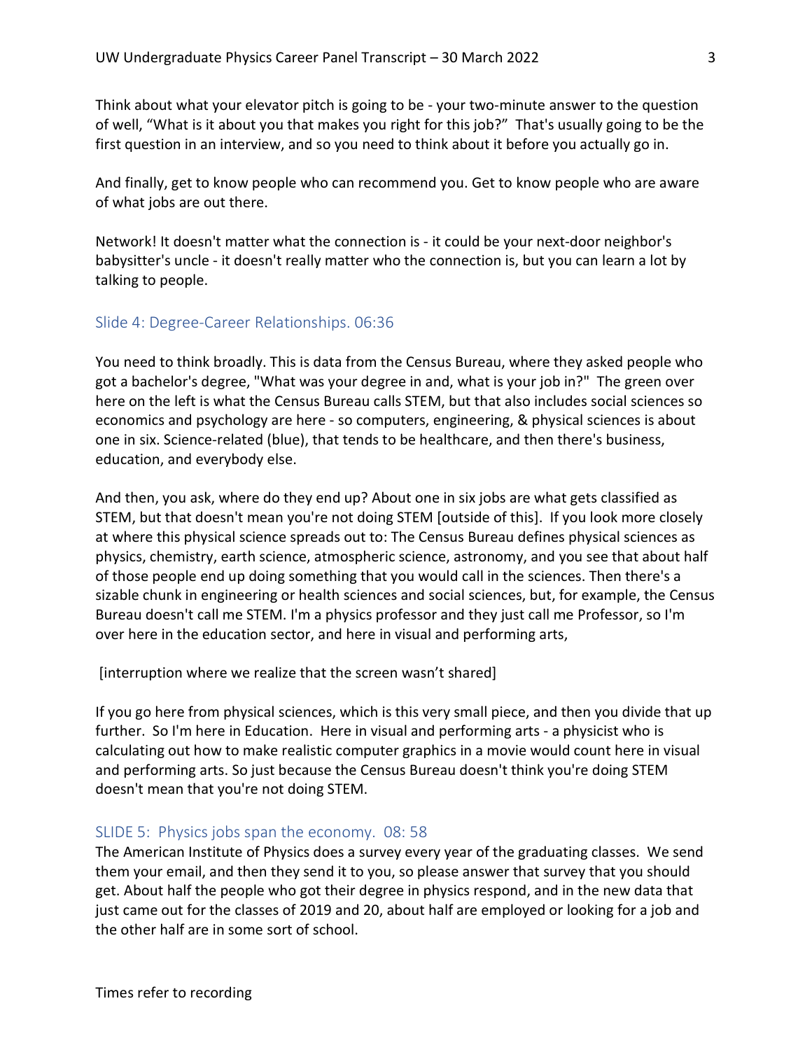Think about what your elevator pitch is going to be - your two-minute answer to the question of well, "What is it about you that makes you right for this job?" That's usually going to be the first question in an interview, and so you need to think about it before you actually go in.

And finally, get to know people who can recommend you. Get to know people who are aware of what jobs are out there.

Network! It doesn't matter what the connection is - it could be your next-door neighbor's babysitter's uncle - it doesn't really matter who the connection is, but you can learn a lot by talking to people.

### Slide 4: Degree-Career Relationships. 06:36

You need to think broadly. This is data from the Census Bureau, where they asked people who got a bachelor's degree, "What was your degree in and, what is your job in?" The green over here on the left is what the Census Bureau calls STEM, but that also includes social sciences so economics and psychology are here - so computers, engineering, & physical sciences is about one in six. Science-related (blue), that tends to be healthcare, and then there's business, education, and everybody else.

And then, you ask, where do they end up? About one in six jobs are what gets classified as STEM, but that doesn't mean you're not doing STEM [outside of this]. If you look more closely at where this physical science spreads out to: The Census Bureau defines physical sciences as physics, chemistry, earth science, atmospheric science, astronomy, and you see that about half of those people end up doing something that you would call in the sciences. Then there's a sizable chunk in engineering or health sciences and social sciences, but, for example, the Census Bureau doesn't call me STEM. I'm a physics professor and they just call me Professor, so I'm over here in the education sector, and here in visual and performing arts,

[interruption where we realize that the screen wasn't shared]

If you go here from physical sciences, which is this very small piece, and then you divide that up further. So I'm here in Education. Here in visual and performing arts - a physicist who is calculating out how to make realistic computer graphics in a movie would count here in visual and performing arts. So just because the Census Bureau doesn't think you're doing STEM doesn't mean that you're not doing STEM.

### SLIDE 5: Physics jobs span the economy. 08: 58

The American Institute of Physics does a survey every year of the graduating classes. We send them your email, and then they send it to you, so please answer that survey that you should get. About half the people who got their degree in physics respond, and in the new data that just came out for the classes of 2019 and 20, about half are employed or looking for a job and the other half are in some sort of school.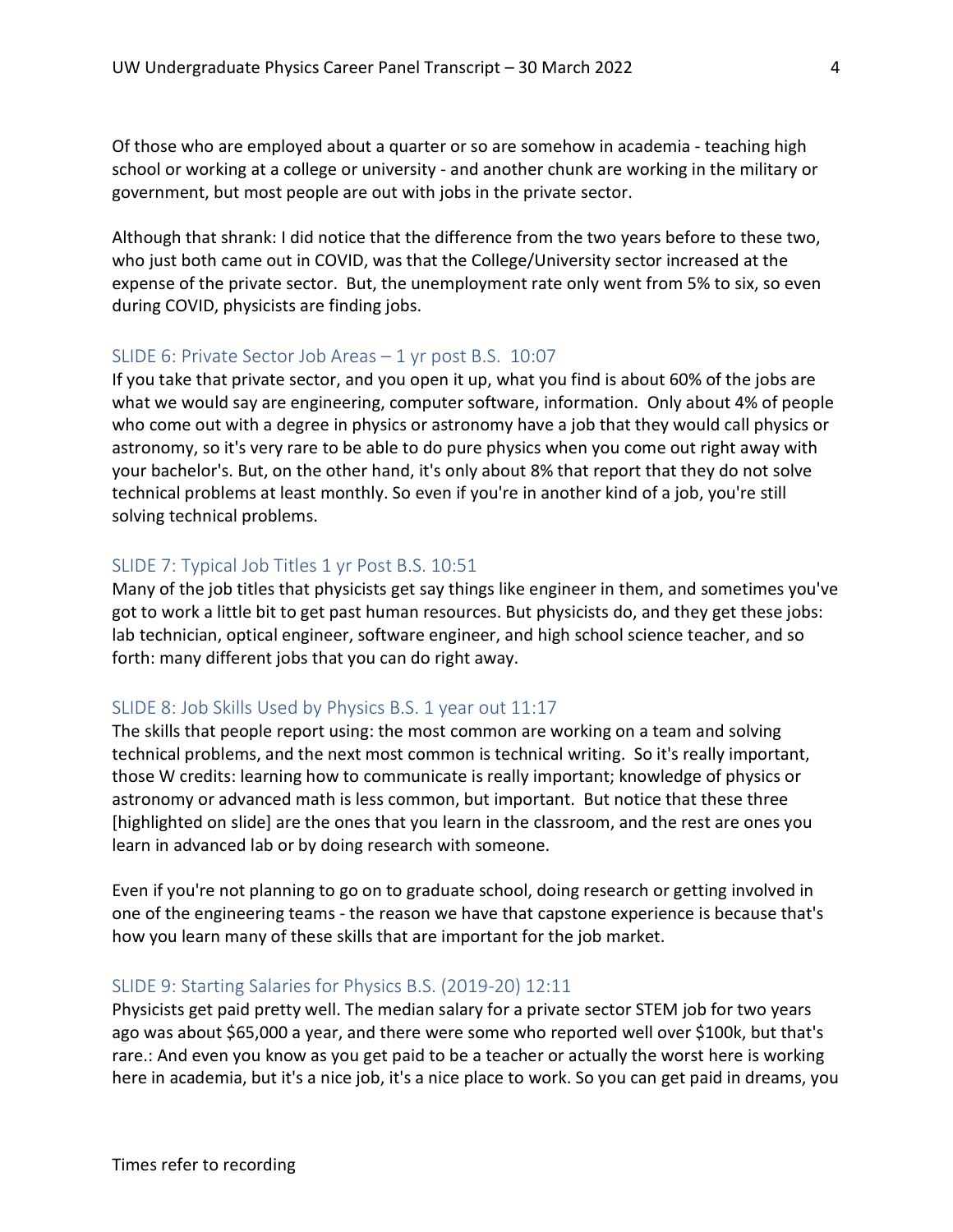Of those who are employed about a quarter or so are somehow in academia - teaching high school or working at a college or university - and another chunk are working in the military or government, but most people are out with jobs in the private sector.

Although that shrank: I did notice that the difference from the two years before to these two, who just both came out in COVID, was that the College/University sector increased at the expense of the private sector. But, the unemployment rate only went from 5% to six, so even during COVID, physicists are finding jobs.

### SLIDE 6: Private Sector Job Areas – 1 yr post B.S. 10:07

If you take that private sector, and you open it up, what you find is about 60% of the jobs are what we would say are engineering, computer software, information. Only about 4% of people who come out with a degree in physics or astronomy have a job that they would call physics or astronomy, so it's very rare to be able to do pure physics when you come out right away with your bachelor's. But, on the other hand, it's only about 8% that report that they do not solve technical problems at least monthly. So even if you're in another kind of a job, you're still solving technical problems.

### SLIDE 7: Typical Job Titles 1 yr Post B.S. 10:51

Many of the job titles that physicists get say things like engineer in them, and sometimes you've got to work a little bit to get past human resources. But physicists do, and they get these jobs: lab technician, optical engineer, software engineer, and high school science teacher, and so forth: many different jobs that you can do right away.

### SLIDE 8: Job Skills Used by Physics B.S. 1 year out 11:17

The skills that people report using: the most common are working on a team and solving technical problems, and the next most common is technical writing. So it's really important, those W credits: learning how to communicate is really important; knowledge of physics or astronomy or advanced math is less common, but important. But notice that these three [highlighted on slide] are the ones that you learn in the classroom, and the rest are ones you learn in advanced lab or by doing research with someone.

Even if you're not planning to go on to graduate school, doing research or getting involved in one of the engineering teams - the reason we have that capstone experience is because that's how you learn many of these skills that are important for the job market.

### SLIDE 9: Starting Salaries for Physics B.S. (2019-20) 12:11

Physicists get paid pretty well. The median salary for a private sector STEM job for two years ago was about $65,000 a year, and there were some who reported well over $100k, but that's rare.: And even you know as you get paid to be a teacher or actually the worst here is working here in academia, but it's a nice job, it's a nice place to work. So you can get paid in dreams, you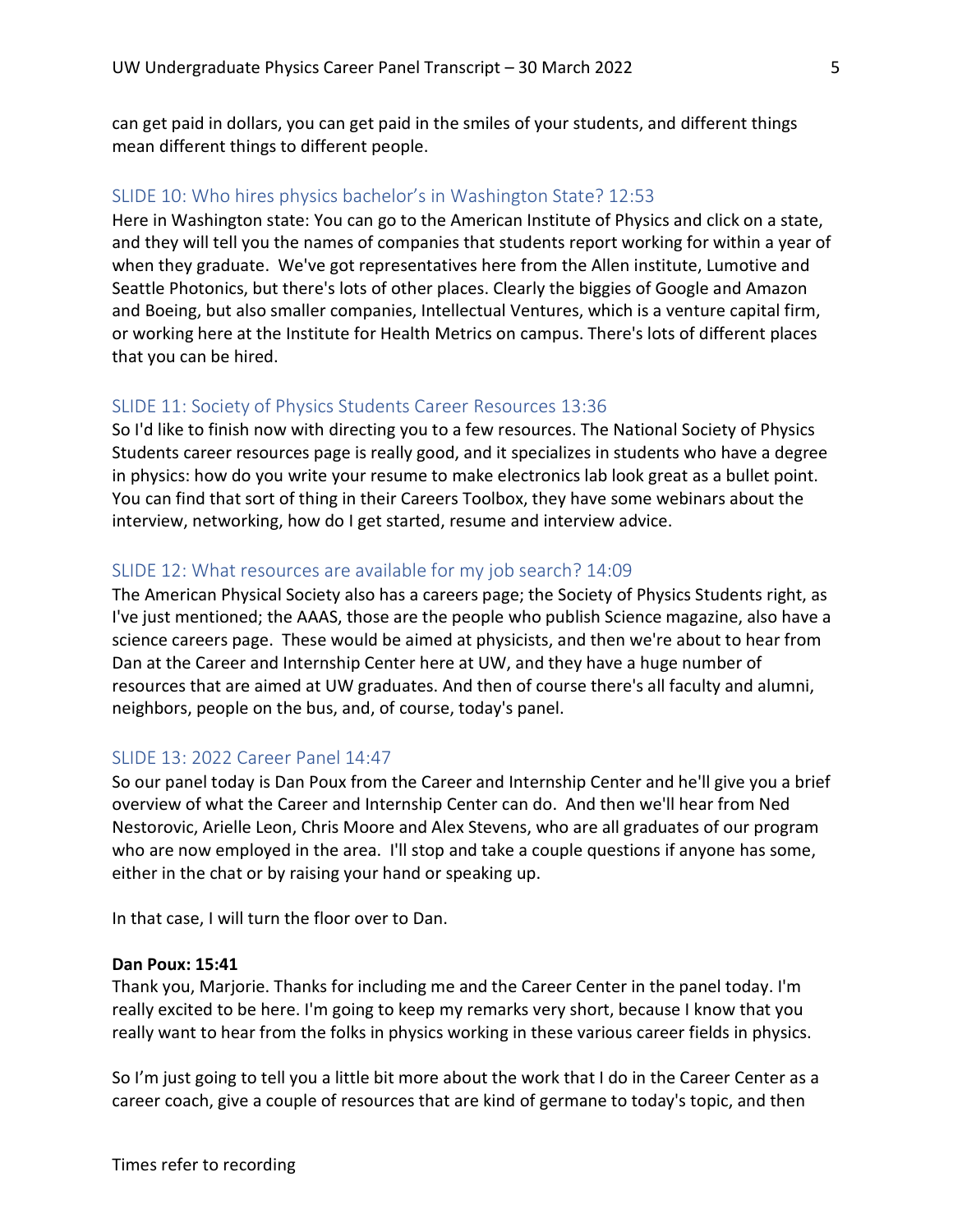can get paid in dollars, you can get paid in the smiles of your students, and different things mean different things to different people.

## SLIDE 10: Who hires physics bachelor's in Washington State? 12:53

Here in Washington state: You can go to the American Institute of Physics and click on a state, and they will tell you the names of companies that students report working for within a year of when they graduate. We've got representatives here from the Allen institute, Lumotive and Seattle Photonics, but there's lots of other places. Clearly the biggies of Google and Amazon and Boeing, but also smaller companies, Intellectual Ventures, which is a venture capital firm, or working here at the Institute for Health Metrics on campus. There's lots of different places that you can be hired.

## SLIDE 11: Society of Physics Students Career Resources 13:36

So I'd like to finish now with directing you to a few resources. The National Society of Physics Students career resources page is really good, and it specializes in students who have a degree in physics: how do you write your resume to make electronics lab look great as a bullet point. You can find that sort of thing in their Careers Toolbox, they have some webinars about the interview, networking, how do I get started, resume and interview advice.

## SLIDE 12: What resources are available for my job search? 14:09

The American Physical Society also has a careers page; the Society of Physics Students right, as I've just mentioned; the AAAS, those are the people who publish Science magazine, also have a science careers page. These would be aimed at physicists, and then we're about to hear from Dan at the Career and Internship Center here at UW, and they have a huge number of resources that are aimed at UW graduates. And then of course there's all faculty and alumni, neighbors, people on the bus, and, of course, today's panel.

## SLIDE 13: 2022 Career Panel 14:47

So our panel today is Dan Poux from the Career and Internship Center and he'll give you a brief overview of what the Career and Internship Center can do. And then we'll hear from Ned Nestorovic, Arielle Leon, Chris Moore and Alex Stevens, who are all graduates of our program who are now employed in the area. I'll stop and take a couple questions if anyone has some, either in the chat or by raising your hand or speaking up.

In that case, I will turn the floor over to Dan.

**Dan Poux: 15:41**

Thank you, Marjorie. Thanks for including me and the Career Center in the panel today. I'm really excited to be here. I'm going to keep my remarks very short, because I know that you really want to hear from the folks in physics working in these various career fields in physics.

So I'm just going to tell you a little bit more about the work that I do in the Career Center as a career coach, give a couple of resources that are kind of germane to today's topic, and then

Times refer to recording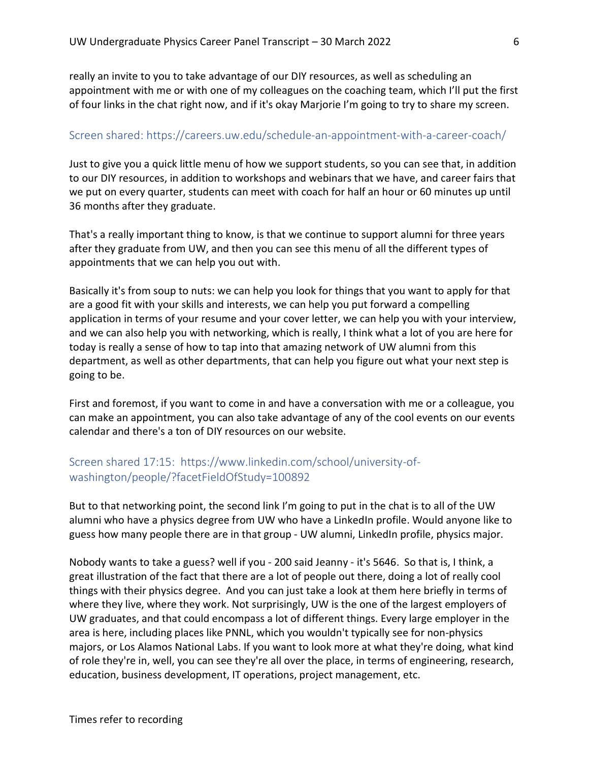really an invite to you to take advantage of our DIY resources, as well as scheduling an appointment with me or with one of my colleagues on the coaching team, which I'll put the first of four links in the chat right now, and if it's okay Marjorie I'm going to try to share my screen.

### Screen shared: https://careers.uw.edu/schedule-an-appointment-with-a-career-coach/

Just to give you a quick little menu of how we support students, so you can see that, in addition to our DIY resources, in addition to workshops and webinars that we have, and career fairs that we put on every quarter, students can meet with coach for half an hour or 60 minutes up until 36 months after they graduate.

That's a really important thing to know, is that we continue to support alumni for three years after they graduate from UW, and then you can see this menu of all the different types of appointments that we can help you out with.

Basically it's from soup to nuts: we can help you look for things that you want to apply for that are a good fit with your skills and interests, we can help you put forward a compelling application in terms of your resume and your cover letter, we can help you with your interview, and we can also help you with networking, which is really, I think what a lot of you are here for today is really a sense of how to tap into that amazing network of UW alumni from this department, as well as other departments, that can help you figure out what your next step is going to be.

First and foremost, if you want to come in and have a conversation with me or a colleague, you can make an appointment, you can also take advantage of any of the cool events on our events calendar and there's a ton of DIY resources on our website.

### Screen shared 17:15: https://www.linkedin.com/school/university-of-washington/people/?facetFieldOfStudy=100892

But to that networking point, the second link I'm going to put in the chat is to all of the UW alumni who have a physics degree from UW who have a LinkedIn profile. Would anyone like to guess how many people there are in that group - UW alumni, LinkedIn profile, physics major.

Nobody wants to take a guess? well if you - 200 said Jeanny - it's 5646. So that is, I think, a great illustration of the fact that there are a lot of people out there, doing a lot of really cool things with their physics degree. And you can just take a look at them here briefly in terms of where they live, where they work. Not surprisingly, UW is the one of the largest employers of UW graduates, and that could encompass a lot of different things. Every large employer in the area is here, including places like PNNL, which you wouldn't typically see for non-physics majors, or Los Alamos National Labs. If you want to look more at what they're doing, what kind of role they're in, well, you can see they're all over the place, in terms of engineering, research, education, business development, IT operations, project management, etc.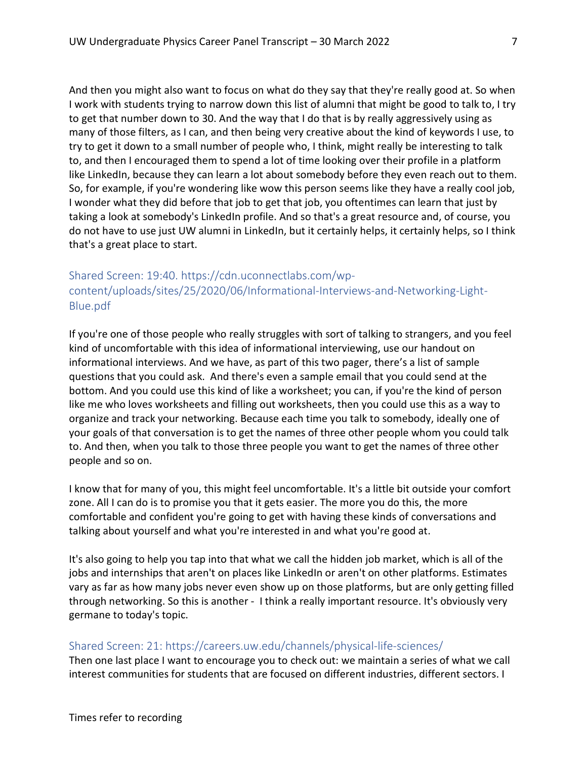And then you might also want to focus on what do they say that they're really good at. So when I work with students trying to narrow down this list of alumni that might be good to talk to, I try to get that number down to 30. And the way that I do that is by really aggressively using as many of those filters, as I can, and then being very creative about the kind of keywords I use, to try to get it down to a small number of people who, I think, might really be interesting to talk to, and then I encouraged them to spend a lot of time looking over their profile in a platform like LinkedIn, because they can learn a lot about somebody before they even reach out to them. So, for example, if you're wondering like wow this person seems like they have a really cool job, I wonder what they did before that job to get that job, you oftentimes can learn that just by taking a look at somebody's LinkedIn profile. And so that's a great resource and, of course, you do not have to use just UW alumni in LinkedIn, but it certainly helps, it certainly helps, so I think that's a great place to start.

### Shared Screen: 19:40. https://cdn.uconnectlabs.com/wp-content/uploads/sites/25/2020/06/Informational-Interviews-and-Networking-Light-Blue.pdf

If you're one of those people who really struggles with sort of talking to strangers, and you feel kind of uncomfortable with this idea of informational interviewing, use our handout on informational interviews. And we have, as part of this two pager, there's a list of sample questions that you could ask. And there's even a sample email that you could send at the bottom. And you could use this kind of like a worksheet; you can, if you're the kind of person like me who loves worksheets and filling out worksheets, then you could use this as a way to organize and track your networking. Because each time you talk to somebody, ideally one of your goals of that conversation is to get the names of three other people whom you could talk to. And then, when you talk to those three people you want to get the names of three other people and so on.

I know that for many of you, this might feel uncomfortable. It's a little bit outside your comfort zone. All I can do is to promise you that it gets easier. The more you do this, the more comfortable and confident you're going to get with having these kinds of conversations and talking about yourself and what you're interested in and what you're good at.

It's also going to help you tap into that what we call the hidden job market, which is all of the jobs and internships that aren't on places like LinkedIn or aren't on other platforms. Estimates vary as far as how many jobs never even show up on those platforms, but are only getting filled through networking. So this is another - I think a really important resource. It's obviously very germane to today's topic.

### Shared Screen: 21: https://careers.uw.edu/channels/physical-life-sciences/

Then one last place I want to encourage you to check out: we maintain a series of what we call interest communities for students that are focused on different industries, different sectors. I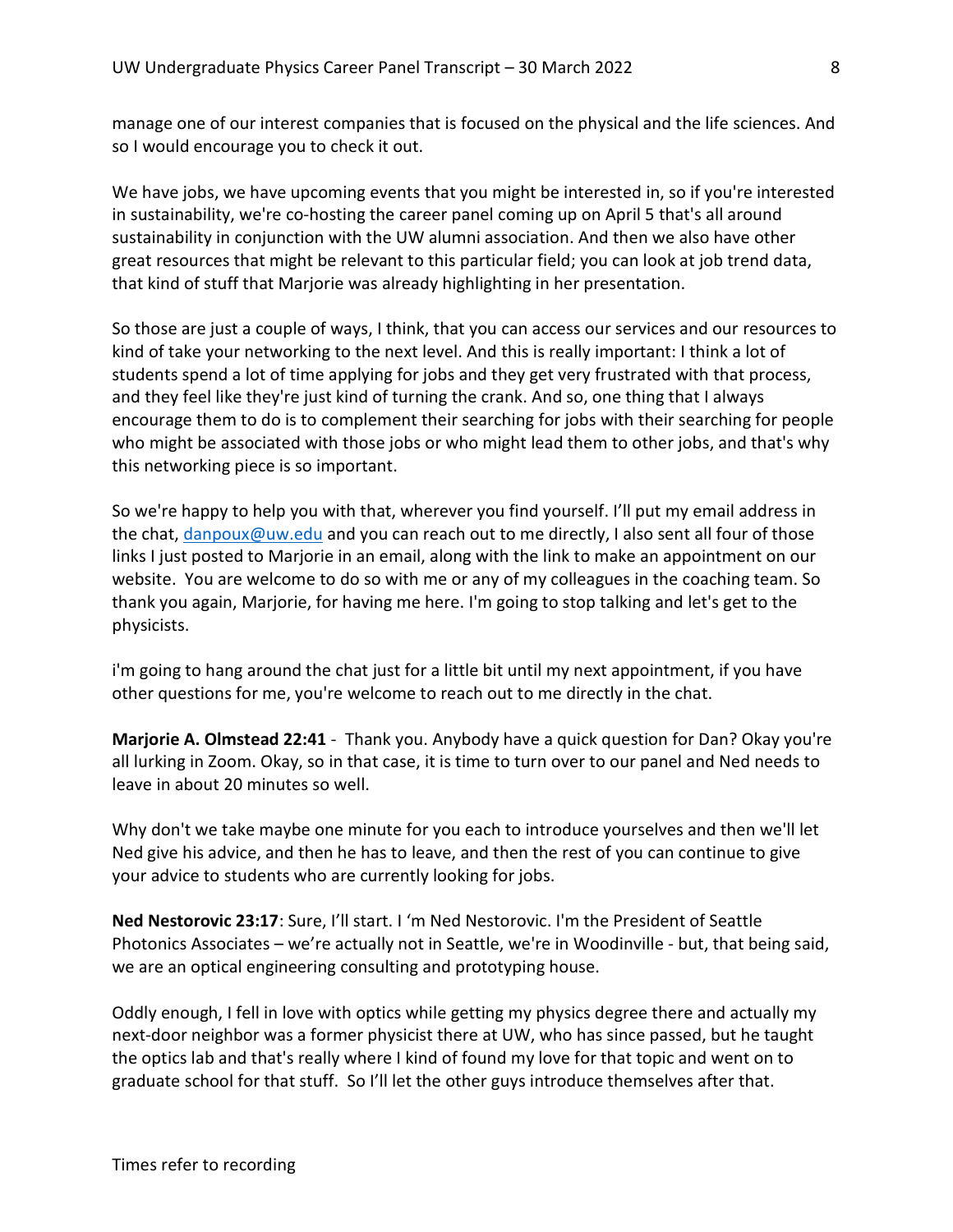manage one of our interest companies that is focused on the physical and the life sciences. And so I would encourage you to check it out.

We have jobs, we have upcoming events that you might be interested in, so if you're interested in sustainability, we're co-hosting the career panel coming up on April 5 that's all around sustainability in conjunction with the UW alumni association. And then we also have other great resources that might be relevant to this particular field; you can look at job trend data, that kind of stuff that Marjorie was already highlighting in her presentation.

So those are just a couple of ways, I think, that you can access our services and our resources to kind of take your networking to the next level. And this is really important: I think a lot of students spend a lot of time applying for jobs and they get very frustrated with that process, and they feel like they're just kind of turning the crank. And so, one thing that I always encourage them to do is to complement their searching for jobs with their searching for people who might be associated with those jobs or who might lead them to other jobs, and that's why this networking piece is so important.

So we're happy to help you with that, wherever you find yourself. I'll put my email address in the chat, [danpoux@uw.edu](mailto:danpoux@uw.edu) and you can reach out to me directly, I also sent all four of those links I just posted to Marjorie in an email, along with the link to make an appointment on our website. You are welcome to do so with me or any of my colleagues in the coaching team. So thank you again, Marjorie, for having me here. I'm going to stop talking and let's get to the physicists.

i'm going to hang around the chat just for a little bit until my next appointment, if you have other questions for me, you're welcome to reach out to me directly in the chat.

**Marjorie A. Olmstead 22:41** - Thank you. Anybody have a quick question for Dan? Okay you're all lurking in Zoom. Okay, so in that case, it is time to turn over to our panel and Ned needs to leave in about 20 minutes so well.

Why don't we take maybe one minute for you each to introduce yourselves and then we'll let Ned give his advice, and then he has to leave, and then the rest of you can continue to give your advice to students who are currently looking for jobs.

**Ned Nestorovic 23:17**: Sure, I'll start. I 'm Ned Nestorovic. I'm the President of Seattle Photonics Associates – we're actually not in Seattle, we're in Woodinville - but, that being said, we are an optical engineering consulting and prototyping house.

Oddly enough, I fell in love with optics while getting my physics degree there and actually my next-door neighbor was a former physicist there at UW, who has since passed, but he taught the optics lab and that's really where I kind of found my love for that topic and went on to graduate school for that stuff. So I'll let the other guys introduce themselves after that.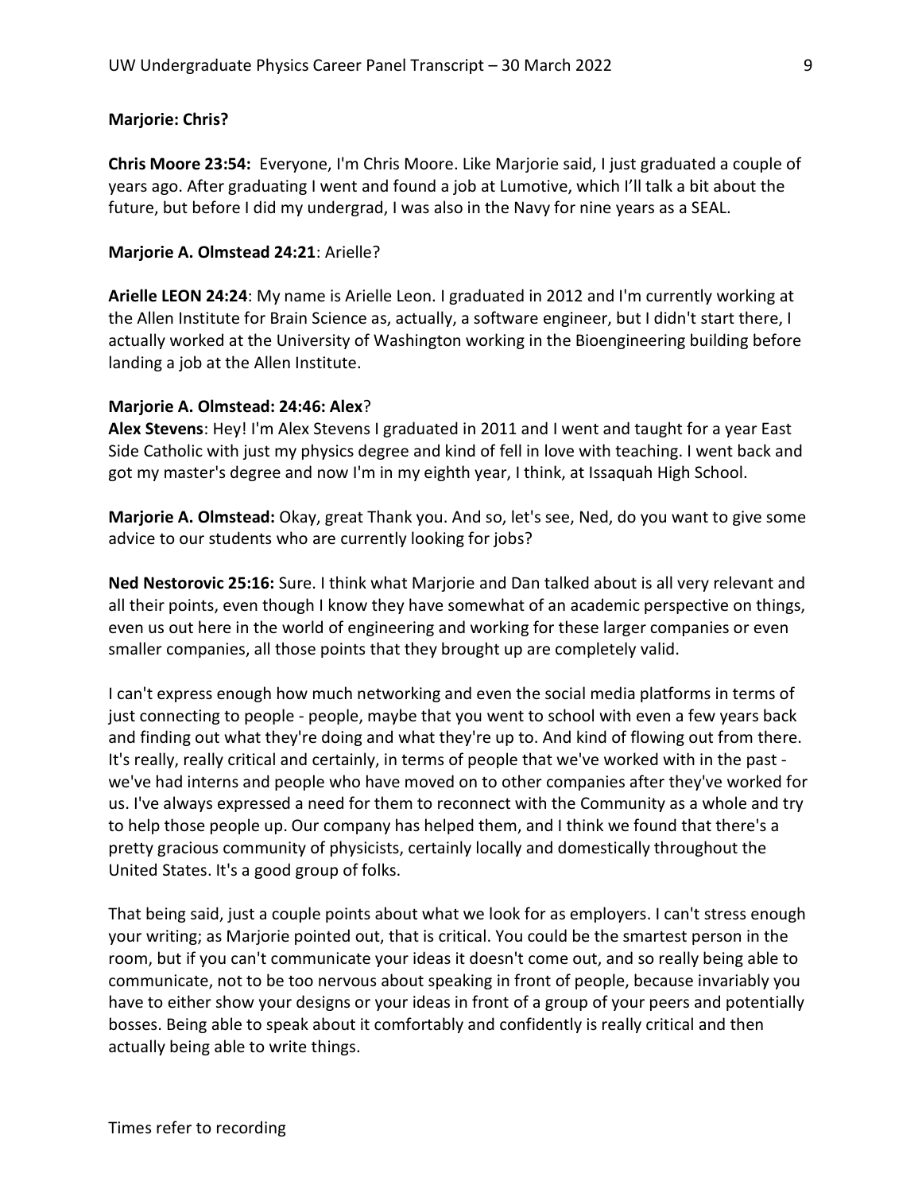**Marjorie: Chris?**

**Chris Moore 23:54:** Everyone, I'm Chris Moore. Like Marjorie said, I just graduated a couple of years ago. After graduating I went and found a job at Lumotive, which I'll talk a bit about the future, but before I did my undergrad, I was also in the Navy for nine years as a SEAL.

**Marjorie A. Olmstead 24:21**: Arielle?

**Arielle LEON 24:24**: My name is Arielle Leon. I graduated in 2012 and I'm currently working at the Allen Institute for Brain Science as, actually, a software engineer, but I didn't start there, I actually worked at the University of Washington working in the Bioengineering building before landing a job at the Allen Institute.

**Marjorie A. Olmstead: 24:46: Alex**?

**Alex Stevens**: Hey! I'm Alex Stevens I graduated in 2011 and I went and taught for a year East Side Catholic with just my physics degree and kind of fell in love with teaching. I went back and got my master's degree and now I'm in my eighth year, I think, at Issaquah High School.

**Marjorie A. Olmstead:** Okay, great Thank you. And so, let's see, Ned, do you want to give some advice to our students who are currently looking for jobs?

**Ned Nestorovic 25:16:** Sure. I think what Marjorie and Dan talked about is all very relevant and all their points, even though I know they have somewhat of an academic perspective on things, even us out here in the world of engineering and working for these larger companies or even smaller companies, all those points that they brought up are completely valid.

I can't express enough how much networking and even the social media platforms in terms of just connecting to people - people, maybe that you went to school with even a few years back and finding out what they're doing and what they're up to. And kind of flowing out from there. It's really, really critical and certainly, in terms of people that we've worked with in the past - we've had interns and people who have moved on to other companies after they've worked for us. I've always expressed a need for them to reconnect with the Community as a whole and try to help those people up. Our company has helped them, and I think we found that there's a pretty gracious community of physicists, certainly locally and domestically throughout the United States. It's a good group of folks.

That being said, just a couple points about what we look for as employers. I can't stress enough your writing; as Marjorie pointed out, that is critical. You could be the smartest person in the room, but if you can't communicate your ideas it doesn't come out, and so really being able to communicate, not to be too nervous about speaking in front of people, because invariably you have to either show your designs or your ideas in front of a group of your peers and potentially bosses. Being able to speak about it comfortably and confidently is really critical and then actually being able to write things.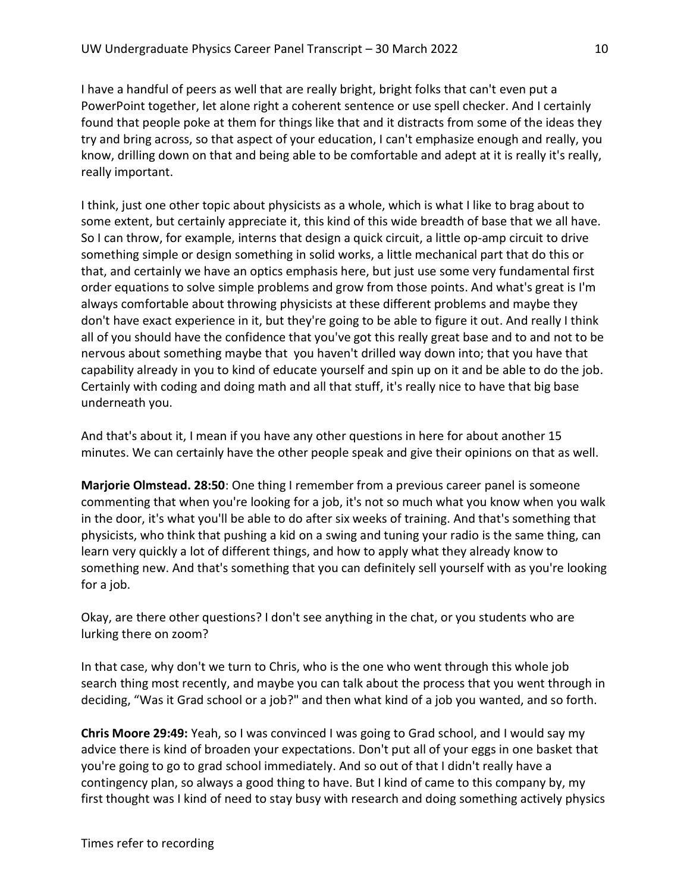I have a handful of peers as well that are really bright, bright folks that can't even put a PowerPoint together, let alone right a coherent sentence or use spell checker. And I certainly found that people poke at them for things like that and it distracts from some of the ideas they try and bring across, so that aspect of your education, I can't emphasize enough and really, you know, drilling down on that and being able to be comfortable and adept at it is really it's really, really important.

I think, just one other topic about physicists as a whole, which is what I like to brag about to some extent, but certainly appreciate it, this kind of this wide breadth of base that we all have. So I can throw, for example, interns that design a quick circuit, a little op-amp circuit to drive something simple or design something in solid works, a little mechanical part that do this or that, and certainly we have an optics emphasis here, but just use some very fundamental first order equations to solve simple problems and grow from those points. And what's great is I'm always comfortable about throwing physicists at these different problems and maybe they don't have exact experience in it, but they're going to be able to figure it out. And really I think all of you should have the confidence that you've got this really great base and to and not to be nervous about something maybe that you haven't drilled way down into; that you have that capability already in you to kind of educate yourself and spin up on it and be able to do the job. Certainly with coding and doing math and all that stuff, it's really nice to have that big base underneath you.

And that's about it, I mean if you have any other questions in here for about another 15 minutes. We can certainly have the other people speak and give their opinions on that as well.

**Marjorie Olmstead. 28:50**: One thing I remember from a previous career panel is someone commenting that when you're looking for a job, it's not so much what you know when you walk in the door, it's what you'll be able to do after six weeks of training. And that's something that physicists, who think that pushing a kid on a swing and tuning your radio is the same thing, can learn very quickly a lot of different things, and how to apply what they already know to something new. And that's something that you can definitely sell yourself with as you're looking for a job.

Okay, are there other questions? I don't see anything in the chat, or you students who are lurking there on zoom?

In that case, why don't we turn to Chris, who is the one who went through this whole job search thing most recently, and maybe you can talk about the process that you went through in deciding, "Was it Grad school or a job?" and then what kind of a job you wanted, and so forth.

**Chris Moore 29:49:** Yeah, so I was convinced I was going to Grad school, and I would say my advice there is kind of broaden your expectations. Don't put all of your eggs in one basket that you're going to go to grad school immediately. And so out of that I didn't really have a contingency plan, so always a good thing to have. But I kind of came to this company by, my first thought was I kind of need to stay busy with research and doing something actively physics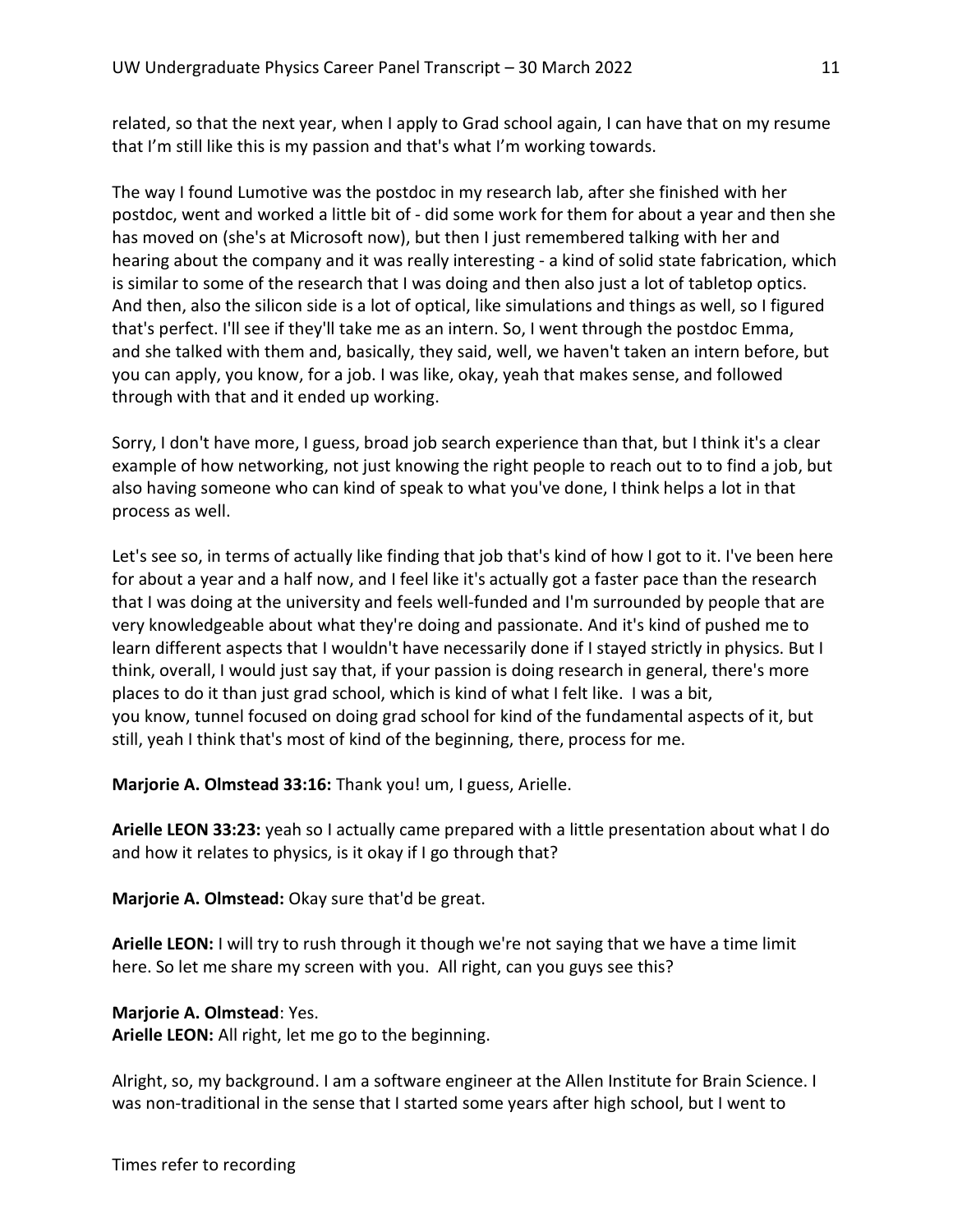related, so that the next year, when I apply to Grad school again, I can have that on my resume that I'm still like this is my passion and that's what I'm working towards.

The way I found Lumotive was the postdoc in my research lab, after she finished with her postdoc, went and worked a little bit of - did some work for them for about a year and then she has moved on (she's at Microsoft now), but then I just remembered talking with her and hearing about the company and it was really interesting - a kind of solid state fabrication, which is similar to some of the research that I was doing and then also just a lot of tabletop optics. And then, also the silicon side is a lot of optical, like simulations and things as well, so I figured that's perfect. I'll see if they'll take me as an intern. So, I went through the postdoc Emma, and she talked with them and, basically, they said, well, we haven't taken an intern before, but you can apply, you know, for a job. I was like, okay, yeah that makes sense, and followed through with that and it ended up working.

Sorry, I don't have more, I guess, broad job search experience than that, but I think it's a clear example of how networking, not just knowing the right people to reach out to to find a job, but also having someone who can kind of speak to what you've done, I think helps a lot in that process as well.

Let's see so, in terms of actually like finding that job that's kind of how I got to it. I've been here for about a year and a half now, and I feel like it's actually got a faster pace than the research that I was doing at the university and feels well-funded and I'm surrounded by people that are very knowledgeable about what they're doing and passionate. And it's kind of pushed me to learn different aspects that I wouldn't have necessarily done if I stayed strictly in physics. But I think, overall, I would just say that, if your passion is doing research in general, there's more places to do it than just grad school, which is kind of what I felt like. I was a bit, you know, tunnel focused on doing grad school for kind of the fundamental aspects of it, but still, yeah I think that's most of kind of the beginning, there, process for me.

**Marjorie A. Olmstead 33:16:** Thank you! um, I guess, Arielle.

**Arielle LEON 33:23:** yeah so I actually came prepared with a little presentation about what I do and how it relates to physics, is it okay if I go through that?

**Marjorie A. Olmstead:** Okay sure that'd be great.

**Arielle LEON:** I will try to rush through it though we're not saying that we have a time limit here. So let me share my screen with you. All right, can you guys see this?

**Marjorie A. Olmstead**: Yes.
**Arielle LEON:** All right, let me go to the beginning.

Alright, so, my background. I am a software engineer at the Allen Institute for Brain Science. I was non-traditional in the sense that I started some years after high school, but I went to

Times refer to recording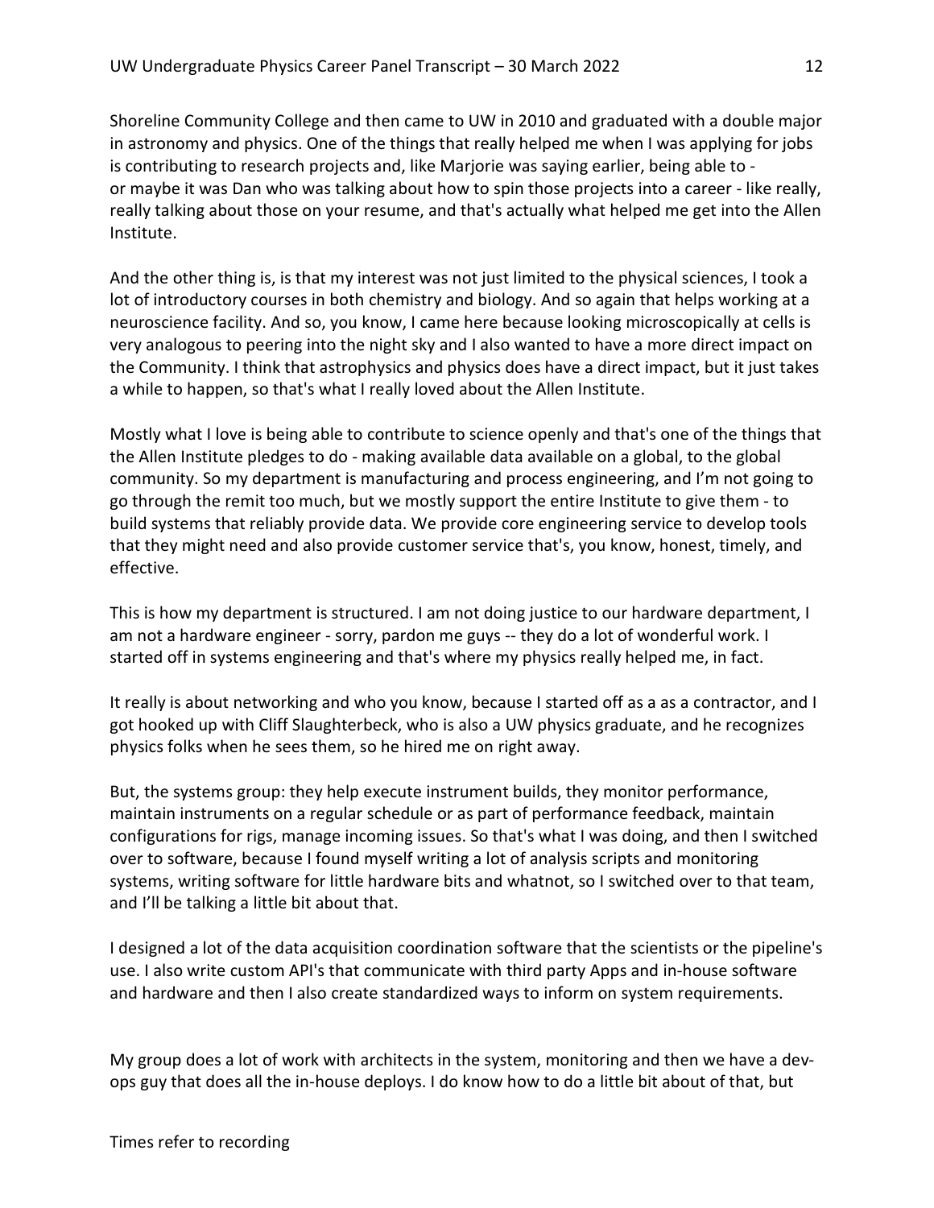Shoreline Community College and then came to UW in 2010 and graduated with a double major in astronomy and physics. One of the things that really helped me when I was applying for jobs is contributing to research projects and, like Marjorie was saying earlier, being able to - or maybe it was Dan who was talking about how to spin those projects into a career - like really, really talking about those on your resume, and that's actually what helped me get into the Allen Institute.

And the other thing is, is that my interest was not just limited to the physical sciences, I took a lot of introductory courses in both chemistry and biology. And so again that helps working at a neuroscience facility. And so, you know, I came here because looking microscopically at cells is very analogous to peering into the night sky and I also wanted to have a more direct impact on the Community. I think that astrophysics and physics does have a direct impact, but it just takes a while to happen, so that's what I really loved about the Allen Institute.

Mostly what I love is being able to contribute to science openly and that's one of the things that the Allen Institute pledges to do - making available data available on a global, to the global community. So my department is manufacturing and process engineering, and I'm not going to go through the remit too much, but we mostly support the entire Institute to give them - to build systems that reliably provide data. We provide core engineering service to develop tools that they might need and also provide customer service that's, you know, honest, timely, and effective.

This is how my department is structured. I am not doing justice to our hardware department, I am not a hardware engineer - sorry, pardon me guys -- they do a lot of wonderful work. I started off in systems engineering and that's where my physics really helped me, in fact.

It really is about networking and who you know, because I started off as a as a contractor, and I got hooked up with Cliff Slaughterbeck, who is also a UW physics graduate, and he recognizes physics folks when he sees them, so he hired me on right away.

But, the systems group: they help execute instrument builds, they monitor performance, maintain instruments on a regular schedule or as part of performance feedback, maintain configurations for rigs, manage incoming issues. So that's what I was doing, and then I switched over to software, because I found myself writing a lot of analysis scripts and monitoring systems, writing software for little hardware bits and whatnot, so I switched over to that team, and I'll be talking a little bit about that.

I designed a lot of the data acquisition coordination software that the scientists or the pipeline's use. I also write custom API's that communicate with third party Apps and in-house software and hardware and then I also create standardized ways to inform on system requirements.

My group does a lot of work with architects in the system, monitoring and then we have a dev-ops guy that does all the in-house deploys. I do know how to do a little bit about of that, but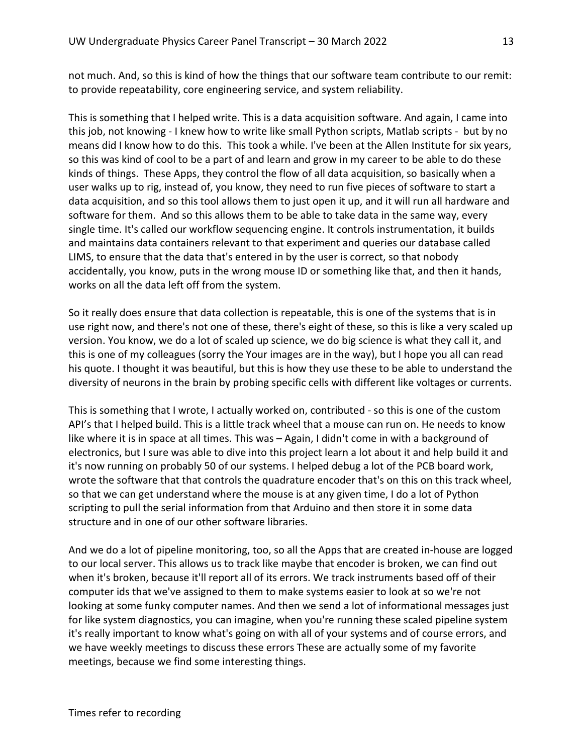not much. And, so this is kind of how the things that our software team contribute to our remit: to provide repeatability, core engineering service, and system reliability.

This is something that I helped write. This is a data acquisition software. And again, I came into this job, not knowing - I knew how to write like small Python scripts, Matlab scripts - but by no means did I know how to do this. This took a while. I've been at the Allen Institute for six years, so this was kind of cool to be a part of and learn and grow in my career to be able to do these kinds of things. These Apps, they control the flow of all data acquisition, so basically when a user walks up to rig, instead of, you know, they need to run five pieces of software to start a data acquisition, and so this tool allows them to just open it up, and it will run all hardware and software for them. And so this allows them to be able to take data in the same way, every single time. It's called our workflow sequencing engine. It controls instrumentation, it builds and maintains data containers relevant to that experiment and queries our database called LIMS, to ensure that the data that's entered in by the user is correct, so that nobody accidentally, you know, puts in the wrong mouse ID or something like that, and then it hands, works on all the data left off from the system.

So it really does ensure that data collection is repeatable, this is one of the systems that is in use right now, and there's not one of these, there's eight of these, so this is like a very scaled up version. You know, we do a lot of scaled up science, we do big science is what they call it, and this is one of my colleagues (sorry the Your images are in the way), but I hope you all can read his quote. I thought it was beautiful, but this is how they use these to be able to understand the diversity of neurons in the brain by probing specific cells with different like voltages or currents.

This is something that I wrote, I actually worked on, contributed - so this is one of the custom API's that I helped build. This is a little track wheel that a mouse can run on. He needs to know like where it is in space at all times. This was – Again, I didn't come in with a background of electronics, but I sure was able to dive into this project learn a lot about it and help build it and it's now running on probably 50 of our systems. I helped debug a lot of the PCB board work, wrote the software that that controls the quadrature encoder that's on this on this track wheel, so that we can get understand where the mouse is at any given time, I do a lot of Python scripting to pull the serial information from that Arduino and then store it in some data structure and in one of our other software libraries.

And we do a lot of pipeline monitoring, too, so all the Apps that are created in-house are logged to our local server. This allows us to track like maybe that encoder is broken, we can find out when it's broken, because it'll report all of its errors. We track instruments based off of their computer ids that we've assigned to them to make systems easier to look at so we're not looking at some funky computer names. And then we send a lot of informational messages just for like system diagnostics, you can imagine, when you're running these scaled pipeline system it's really important to know what's going on with all of your systems and of course errors, and we have weekly meetings to discuss these errors These are actually some of my favorite meetings, because we find some interesting things.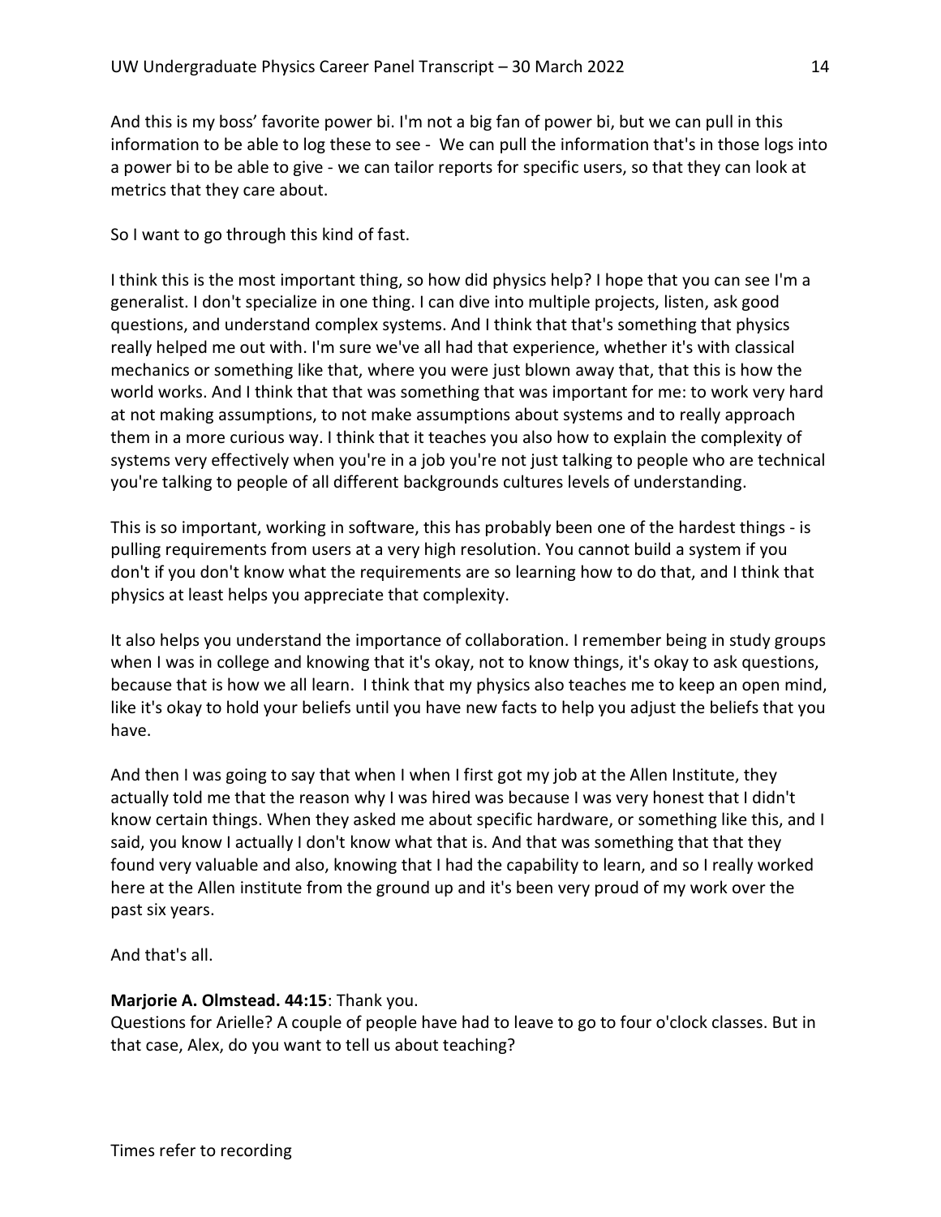And this is my boss' favorite power bi. I'm not a big fan of power bi, but we can pull in this information to be able to log these to see - We can pull the information that's in those logs into a power bi to be able to give - we can tailor reports for specific users, so that they can look at metrics that they care about.

So I want to go through this kind of fast.

I think this is the most important thing, so how did physics help? I hope that you can see I'm a generalist. I don't specialize in one thing. I can dive into multiple projects, listen, ask good questions, and understand complex systems. And I think that that's something that physics really helped me out with. I'm sure we've all had that experience, whether it's with classical mechanics or something like that, where you were just blown away that, that this is how the world works. And I think that that was something that was important for me: to work very hard at not making assumptions, to not make assumptions about systems and to really approach them in a more curious way. I think that it teaches you also how to explain the complexity of systems very effectively when you're in a job you're not just talking to people who are technical you're talking to people of all different backgrounds cultures levels of understanding.

This is so important, working in software, this has probably been one of the hardest things - is pulling requirements from users at a very high resolution. You cannot build a system if you don't if you don't know what the requirements are so learning how to do that, and I think that physics at least helps you appreciate that complexity.

It also helps you understand the importance of collaboration. I remember being in study groups when I was in college and knowing that it's okay, not to know things, it's okay to ask questions, because that is how we all learn. I think that my physics also teaches me to keep an open mind, like it's okay to hold your beliefs until you have new facts to help you adjust the beliefs that you have.

And then I was going to say that when I when I first got my job at the Allen Institute, they actually told me that the reason why I was hired was because I was very honest that I didn't know certain things. When they asked me about specific hardware, or something like this, and I said, you know I actually I don't know what that is. And that was something that that they found very valuable and also, knowing that I had the capability to learn, and so I really worked here at the Allen institute from the ground up and it's been very proud of my work over the past six years.

And that's all.

**Marjorie A. Olmstead. 44:15**: Thank you.
Questions for Arielle? A couple of people have had to leave to go to four o'clock classes. But in that case, Alex, do you want to tell us about teaching?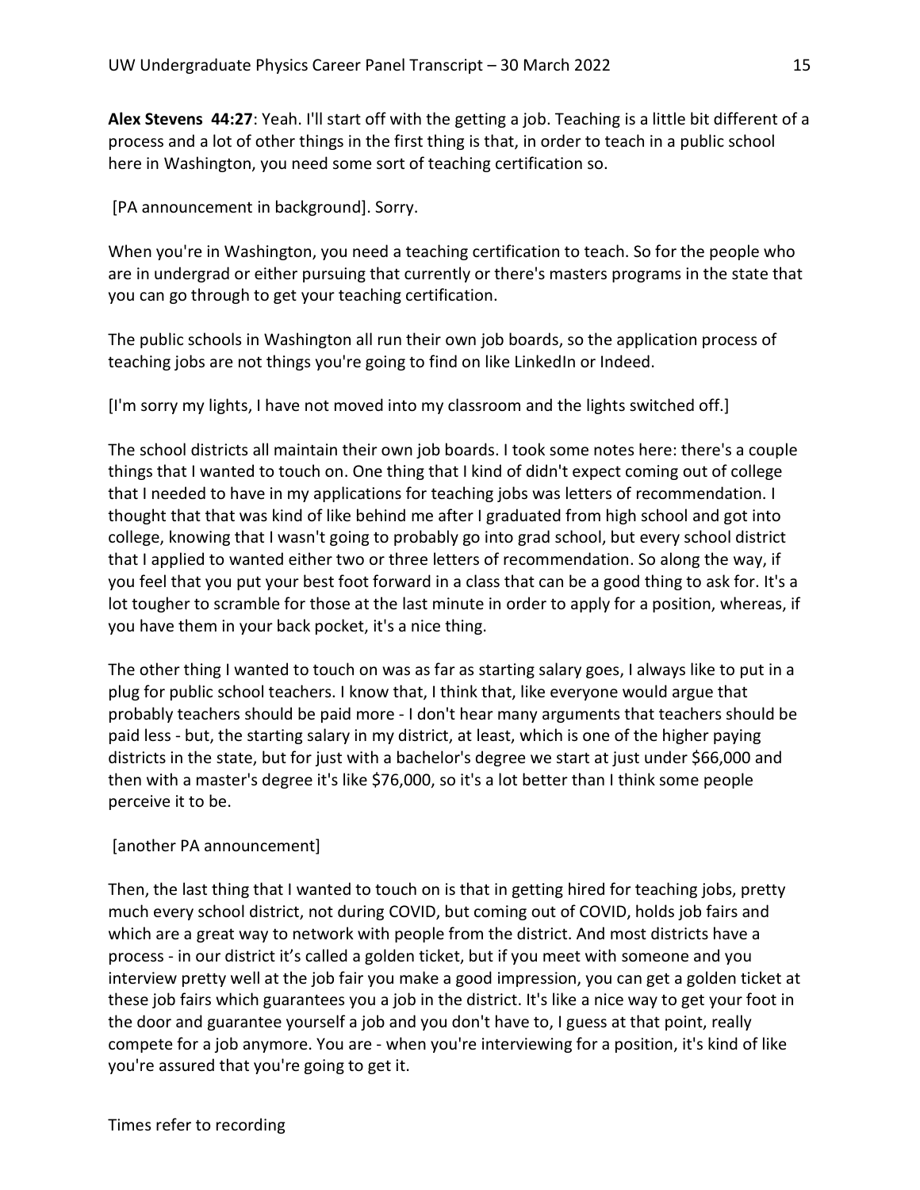**Alex Stevens 44:27**: Yeah. I'll start off with the getting a job. Teaching is a little bit different of a process and a lot of other things in the first thing is that, in order to teach in a public school here in Washington, you need some sort of teaching certification so.

[PA announcement in background]. Sorry.

When you're in Washington, you need a teaching certification to teach. So for the people who are in undergrad or either pursuing that currently or there's masters programs in the state that you can go through to get your teaching certification.

The public schools in Washington all run their own job boards, so the application process of teaching jobs are not things you're going to find on like LinkedIn or Indeed.

[I'm sorry my lights, I have not moved into my classroom and the lights switched off.]

The school districts all maintain their own job boards. I took some notes here: there's a couple things that I wanted to touch on. One thing that I kind of didn't expect coming out of college that I needed to have in my applications for teaching jobs was letters of recommendation. I thought that that was kind of like behind me after I graduated from high school and got into college, knowing that I wasn't going to probably go into grad school, but every school district that I applied to wanted either two or three letters of recommendation. So along the way, if you feel that you put your best foot forward in a class that can be a good thing to ask for. It's a lot tougher to scramble for those at the last minute in order to apply for a position, whereas, if you have them in your back pocket, it's a nice thing.

The other thing I wanted to touch on was as far as starting salary goes, I always like to put in a plug for public school teachers. I know that, I think that, like everyone would argue that probably teachers should be paid more - I don't hear many arguments that teachers should be paid less - but, the starting salary in my district, at least, which is one of the higher paying districts in the state, but for just with a bachelor's degree we start at just under $66,000 and then with a master's degree it's like $76,000, so it's a lot better than I think some people perceive it to be.

[another PA announcement]

Then, the last thing that I wanted to touch on is that in getting hired for teaching jobs, pretty much every school district, not during COVID, but coming out of COVID, holds job fairs and which are a great way to network with people from the district. And most districts have a process - in our district it's called a golden ticket, but if you meet with someone and you interview pretty well at the job fair you make a good impression, you can get a golden ticket at these job fairs which guarantees you a job in the district. It's like a nice way to get your foot in the door and guarantee yourself a job and you don't have to, I guess at that point, really compete for a job anymore. You are - when you're interviewing for a position, it's kind of like you're assured that you're going to get it.

Times refer to recording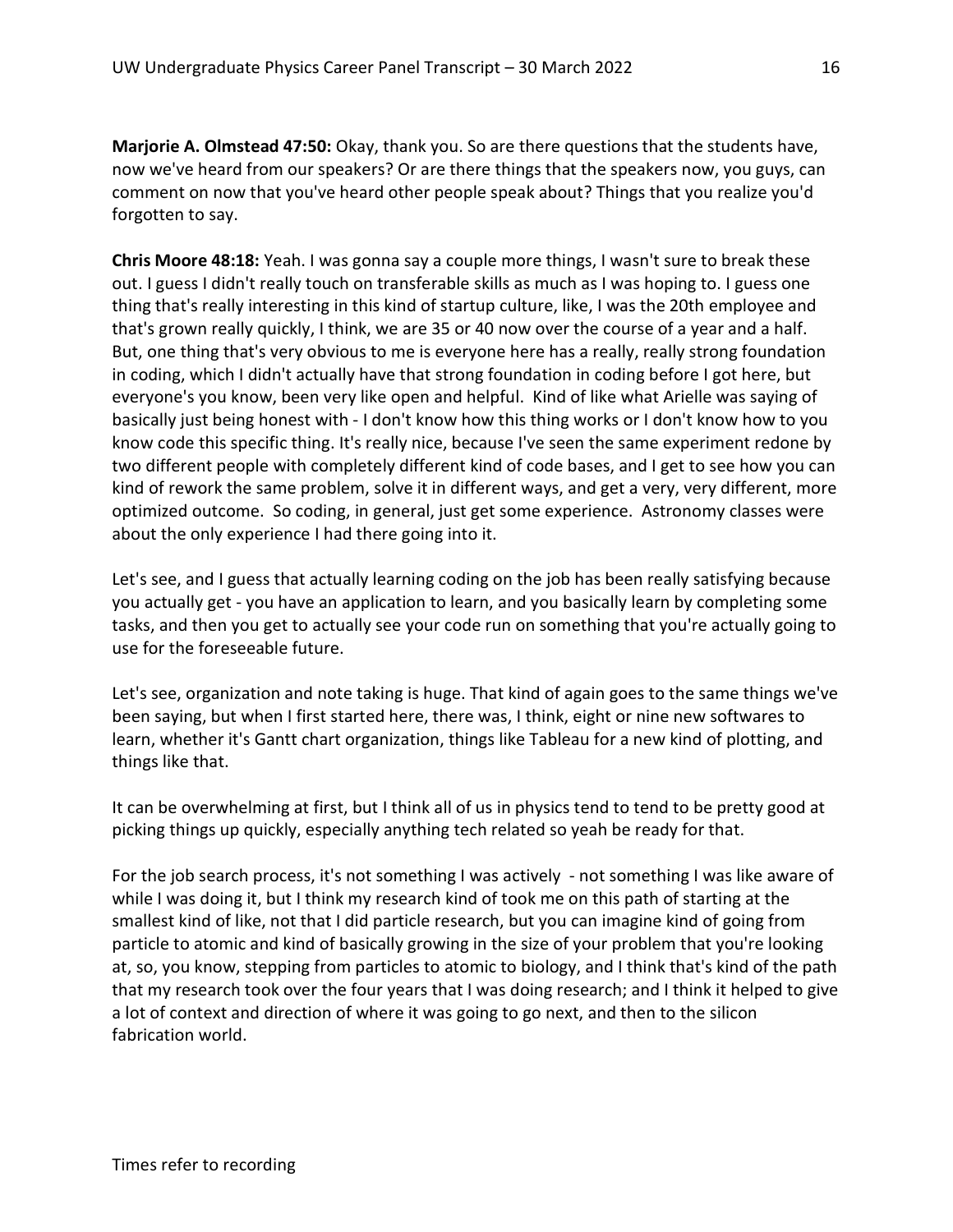**Marjorie A. Olmstead 47:50:** Okay, thank you. So are there questions that the students have, now we've heard from our speakers? Or are there things that the speakers now, you guys, can comment on now that you've heard other people speak about? Things that you realize you'd forgotten to say.

**Chris Moore 48:18:** Yeah. I was gonna say a couple more things, I wasn't sure to break these out. I guess I didn't really touch on transferable skills as much as I was hoping to. I guess one thing that's really interesting in this kind of startup culture, like, I was the 20th employee and that's grown really quickly, I think, we are 35 or 40 now over the course of a year and a half. But, one thing that's very obvious to me is everyone here has a really, really strong foundation in coding, which I didn't actually have that strong foundation in coding before I got here, but everyone's you know, been very like open and helpful. Kind of like what Arielle was saying of basically just being honest with - I don't know how this thing works or I don't know how to you know code this specific thing. It's really nice, because I've seen the same experiment redone by two different people with completely different kind of code bases, and I get to see how you can kind of rework the same problem, solve it in different ways, and get a very, very different, more optimized outcome. So coding, in general, just get some experience. Astronomy classes were about the only experience I had there going into it.

Let's see, and I guess that actually learning coding on the job has been really satisfying because you actually get - you have an application to learn, and you basically learn by completing some tasks, and then you get to actually see your code run on something that you're actually going to use for the foreseeable future.

Let's see, organization and note taking is huge. That kind of again goes to the same things we've been saying, but when I first started here, there was, I think, eight or nine new softwares to learn, whether it's Gantt chart organization, things like Tableau for a new kind of plotting, and things like that.

It can be overwhelming at first, but I think all of us in physics tend to tend to be pretty good at picking things up quickly, especially anything tech related so yeah be ready for that.

For the job search process, it's not something I was actively - not something I was like aware of while I was doing it, but I think my research kind of took me on this path of starting at the smallest kind of like, not that I did particle research, but you can imagine kind of going from particle to atomic and kind of basically growing in the size of your problem that you're looking at, so, you know, stepping from particles to atomic to biology, and I think that's kind of the path that my research took over the four years that I was doing research; and I think it helped to give a lot of context and direction of where it was going to go next, and then to the silicon fabrication world.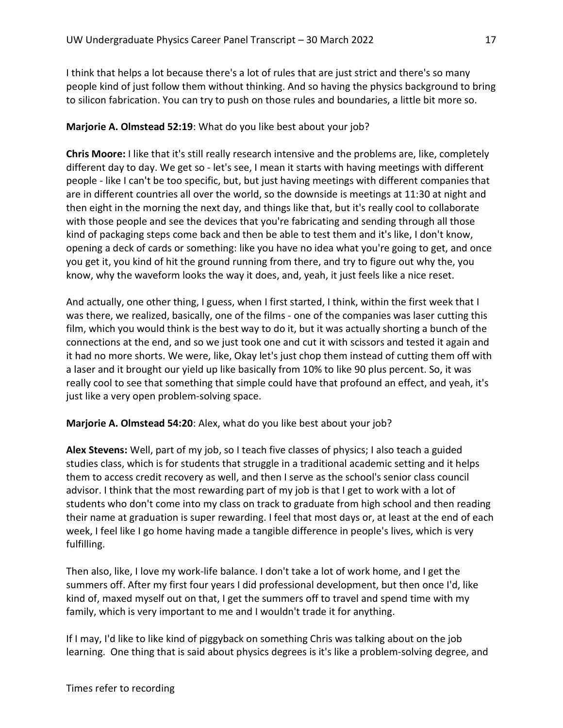I think that helps a lot because there's a lot of rules that are just strict and there's so many people kind of just follow them without thinking. And so having the physics background to bring to silicon fabrication. You can try to push on those rules and boundaries, a little bit more so.

**Marjorie A. Olmstead 52:19**: What do you like best about your job?

**Chris Moore:** I like that it's still really research intensive and the problems are, like, completely different day to day. We get so - let's see, I mean it starts with having meetings with different people - like I can't be too specific, but, but just having meetings with different companies that are in different countries all over the world, so the downside is meetings at 11:30 at night and then eight in the morning the next day, and things like that, but it's really cool to collaborate with those people and see the devices that you're fabricating and sending through all those kind of packaging steps come back and then be able to test them and it's like, I don't know, opening a deck of cards or something: like you have no idea what you're going to get, and once you get it, you kind of hit the ground running from there, and try to figure out why the, you know, why the waveform looks the way it does, and, yeah, it just feels like a nice reset.

And actually, one other thing, I guess, when I first started, I think, within the first week that I was there, we realized, basically, one of the films - one of the companies was laser cutting this film, which you would think is the best way to do it, but it was actually shorting a bunch of the connections at the end, and so we just took one and cut it with scissors and tested it again and it had no more shorts. We were, like, Okay let's just chop them instead of cutting them off with a laser and it brought our yield up like basically from 10% to like 90 plus percent. So, it was really cool to see that something that simple could have that profound an effect, and yeah, it's just like a very open problem-solving space.

**Marjorie A. Olmstead 54:20**: Alex, what do you like best about your job?

**Alex Stevens:** Well, part of my job, so I teach five classes of physics; I also teach a guided studies class, which is for students that struggle in a traditional academic setting and it helps them to access credit recovery as well, and then I serve as the school's senior class council advisor. I think that the most rewarding part of my job is that I get to work with a lot of students who don't come into my class on track to graduate from high school and then reading their name at graduation is super rewarding. I feel that most days or, at least at the end of each week, I feel like I go home having made a tangible difference in people's lives, which is very fulfilling.

Then also, like, I love my work-life balance. I don't take a lot of work home, and I get the summers off. After my first four years I did professional development, but then once I'd, like kind of, maxed myself out on that, I get the summers off to travel and spend time with my family, which is very important to me and I wouldn't trade it for anything.

If I may, I'd like to like kind of piggyback on something Chris was talking about on the job learning. One thing that is said about physics degrees is it's like a problem-solving degree, and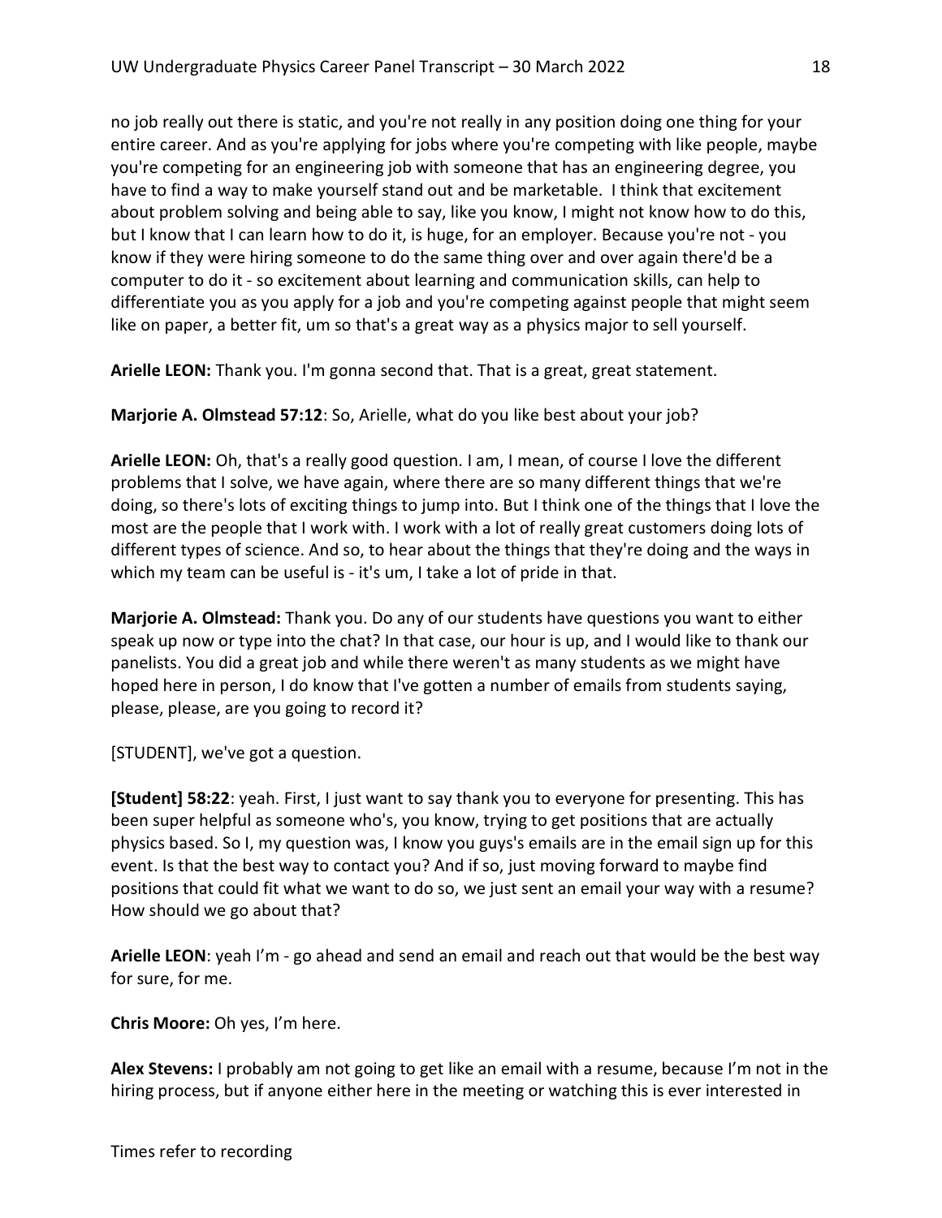no job really out there is static, and you're not really in any position doing one thing for your entire career. And as you're applying for jobs where you're competing with like people, maybe you're competing for an engineering job with someone that has an engineering degree, you have to find a way to make yourself stand out and be marketable. I think that excitement about problem solving and being able to say, like you know, I might not know how to do this, but I know that I can learn how to do it, is huge, for an employer. Because you're not - you know if they were hiring someone to do the same thing over and over again there'd be a computer to do it - so excitement about learning and communication skills, can help to differentiate you as you apply for a job and you're competing against people that might seem like on paper, a better fit, um so that's a great way as a physics major to sell yourself.

**Arielle LEON:** Thank you. I'm gonna second that. That is a great, great statement.

**Marjorie A. Olmstead 57:12**: So, Arielle, what do you like best about your job?

**Arielle LEON:** Oh, that's a really good question. I am, I mean, of course I love the different problems that I solve, we have again, where there are so many different things that we're doing, so there's lots of exciting things to jump into. But I think one of the things that I love the most are the people that I work with. I work with a lot of really great customers doing lots of different types of science. And so, to hear about the things that they're doing and the ways in which my team can be useful is - it's um, I take a lot of pride in that.

**Marjorie A. Olmstead:** Thank you. Do any of our students have questions you want to either speak up now or type into the chat? In that case, our hour is up, and I would like to thank our panelists. You did a great job and while there weren't as many students as we might have hoped here in person, I do know that I've gotten a number of emails from students saying, please, please, are you going to record it?

[STUDENT], we've got a question.

**[Student] 58:22**: yeah. First, I just want to say thank you to everyone for presenting. This has been super helpful as someone who's, you know, trying to get positions that are actually physics based. So I, my question was, I know you guys's emails are in the email sign up for this event. Is that the best way to contact you? And if so, just moving forward to maybe find positions that could fit what we want to do so, we just sent an email your way with a resume? How should we go about that?

**Arielle LEON**: yeah I'm - go ahead and send an email and reach out that would be the best way for sure, for me.

**Chris Moore:** Oh yes, I'm here.

**Alex Stevens:** I probably am not going to get like an email with a resume, because I'm not in the hiring process, but if anyone either here in the meeting or watching this is ever interested in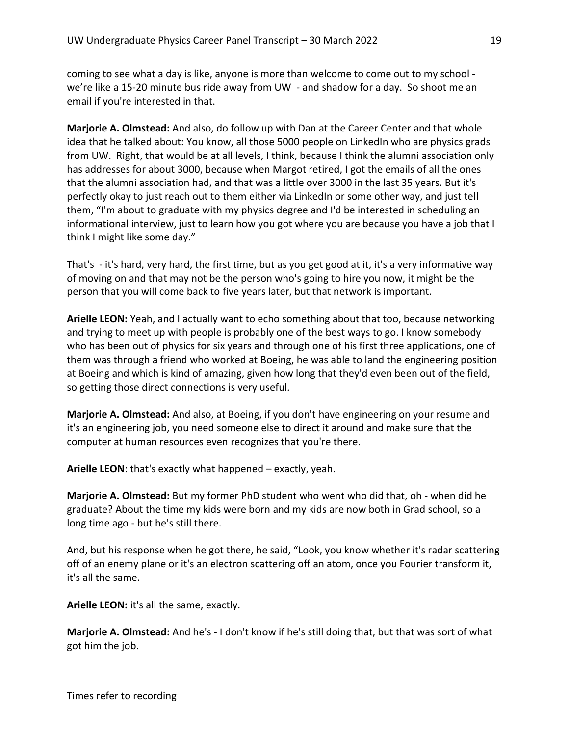coming to see what a day is like, anyone is more than welcome to come out to my school - we're like a 15-20 minute bus ride away from UW - and shadow for a day. So shoot me an email if you're interested in that.

**Marjorie A. Olmstead:** And also, do follow up with Dan at the Career Center and that whole idea that he talked about: You know, all those 5000 people on LinkedIn who are physics grads from UW. Right, that would be at all levels, I think, because I think the alumni association only has addresses for about 3000, because when Margot retired, I got the emails of all the ones that the alumni association had, and that was a little over 3000 in the last 35 years. But it's perfectly okay to just reach out to them either via LinkedIn or some other way, and just tell them, "I'm about to graduate with my physics degree and I'd be interested in scheduling an informational interview, just to learn how you got where you are because you have a job that I think I might like some day."

That's - it's hard, very hard, the first time, but as you get good at it, it's a very informative way of moving on and that may not be the person who's going to hire you now, it might be the person that you will come back to five years later, but that network is important.

**Arielle LEON:** Yeah, and I actually want to echo something about that too, because networking and trying to meet up with people is probably one of the best ways to go. I know somebody who has been out of physics for six years and through one of his first three applications, one of them was through a friend who worked at Boeing, he was able to land the engineering position at Boeing and which is kind of amazing, given how long that they'd even been out of the field, so getting those direct connections is very useful.

**Marjorie A. Olmstead:** And also, at Boeing, if you don't have engineering on your resume and it's an engineering job, you need someone else to direct it around and make sure that the computer at human resources even recognizes that you're there.

**Arielle LEON**: that's exactly what happened – exactly, yeah.

**Marjorie A. Olmstead:** But my former PhD student who went who did that, oh - when did he graduate? About the time my kids were born and my kids are now both in Grad school, so a long time ago - but he's still there.

And, but his response when he got there, he said, "Look, you know whether it's radar scattering off of an enemy plane or it's an electron scattering off an atom, once you Fourier transform it, it's all the same.

**Arielle LEON:** it's all the same, exactly.

**Marjorie A. Olmstead:** And he's - I don't know if he's still doing that, but that was sort of what got him the job.

Times refer to recording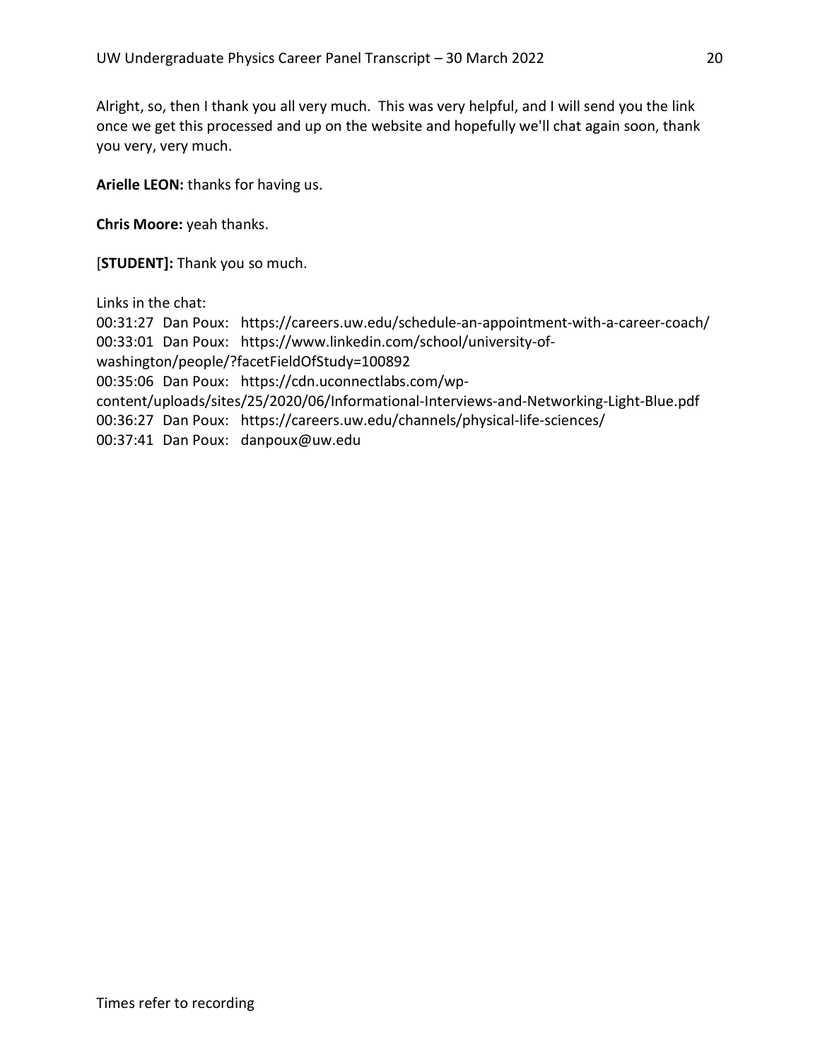Alright, so, then I thank you all very much. This was very helpful, and I will send you the link once we get this processed and up on the website and hopefully we'll chat again soon, thank you very, very much.

**Arielle LEON:** thanks for having us.

**Chris Moore:** yeah thanks.

[**STUDENT]:** Thank you so much.

Links in the chat:
00:31:27 Dan Poux: https://careers.uw.edu/schedule-an-appointment-with-a-career-coach/
00:33:01 Dan Poux: https://www.linkedin.com/school/university-of-washington/people/?facetFieldOfStudy=100892
00:35:06 Dan Poux: https://cdn.uconnectlabs.com/wp-content/uploads/sites/25/2020/06/Informational-Interviews-and-Networking-Light-Blue.pdf
00:36:27 Dan Poux: https://careers.uw.edu/channels/physical-life-sciences/
00:37:41 Dan Poux: danpoux@uw.edu

Times refer to recording